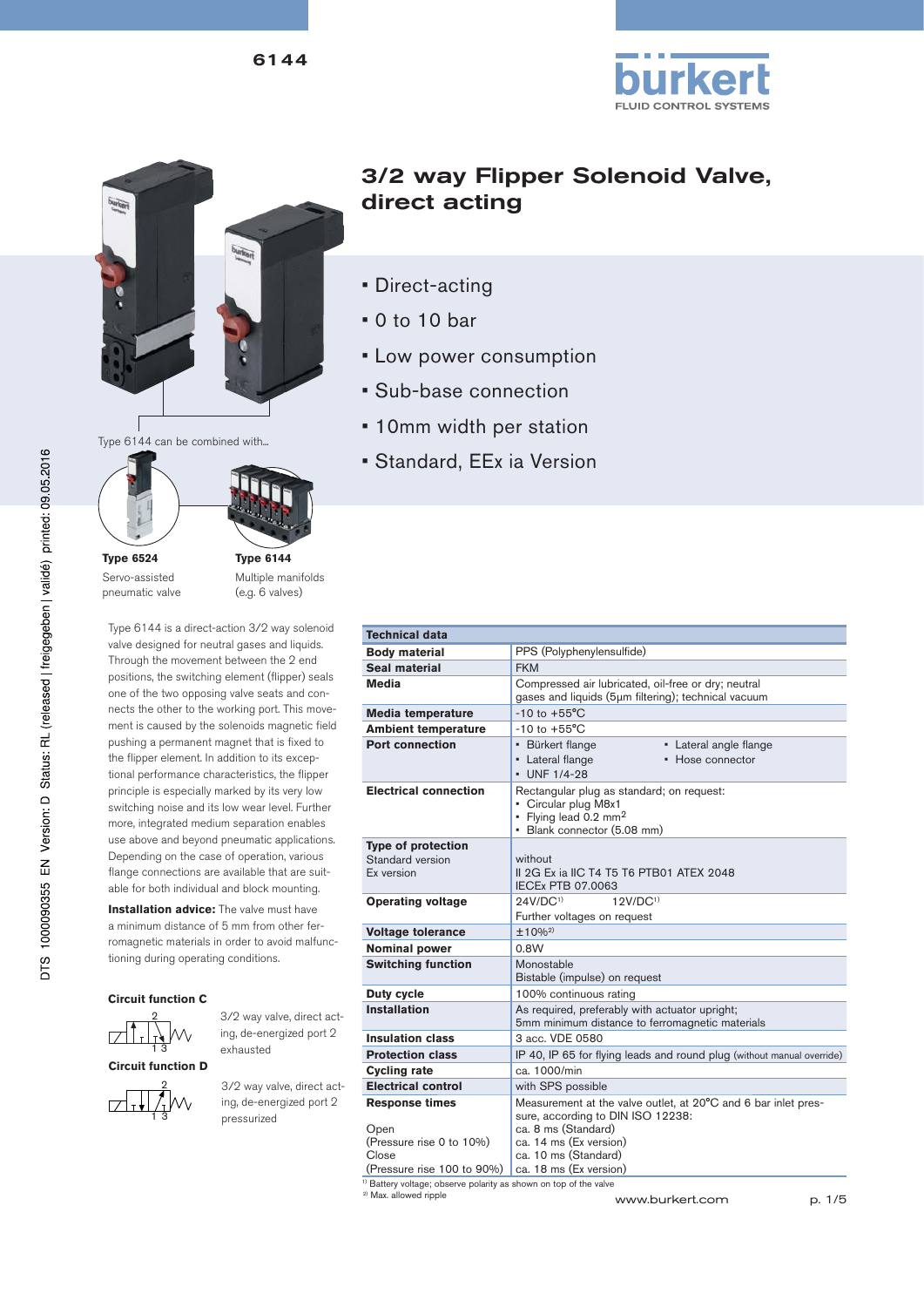# 3/2 way Flipper Solenoid Valve, direct acting

- Direct-acting
- 0 to 10 bar
- Low power consumption
- Sub-base connection
- 10mm width per station
- Standard, EEx ia Version

Type 6144 can be combined with...

**Type 6524**
Servo-assisted pneumatic valve

**Type 6144**
Multiple manifolds (e.g. 6 valves)

Type 6144 is a direct-action 3/2 way solenoid valve designed for neutral gases and liquids. Through the movement between the 2 end positions, the switching element (flipper) seals one of the two opposing valve seats and connects the other to the working port. This movement is caused by the solenoids magnetic field pushing a permanent magnet that is fixed to the flipper element. In addition to its exceptional performance characteristics, the flipper principle is especially marked by its very low switching noise and its low wear level. Further more, integrated medium separation enables use above and beyond pneumatic applications. Depending on the case of operation, various flange connections are available that are suitable for both individual and block mounting.

**Installation advice:** The valve must have a minimum distance of 5 mm from other ferromagnetic materials in order to avoid malfunctioning during operating conditions.

**Circuit function C**

3/2 way valve, direct acting, de-energized port 2 exhausted

**Circuit function D**

3/2 way valve, direct acting, de-energized port 2 pressurized

| Technical data | |
|---|---|
| **Body material** | PPS (Polyphenylensulfide) |
| **Seal material** | FKM |
| **Media** | Compressed air lubricated, oil-free or dry; neutral gases and liquids (5µm filtering); technical vacuum |
| **Media temperature** | -10 to +55°C |
| **Ambient temperature** | -10 to +55°C |
| **Port connection** | ▪ Bürkert flange ▪ Lateral flange ▪ UNF 1/4-28 ▪ Lateral angle flange ▪ Hose connector |
| **Electrical connection** | Rectangular plug as standard; on request: ▪ Circular plug M8x1 ▪ Flying lead 0.2 mm² ▪ Blank connector (5.08 mm) |
| **Type of protection** Standard version Ex version | without II 2G Ex ia IIC T4 T5 T6 PTB01 ATEX 2048 IECEx PTB 07.0063 |
| **Operating voltage** | 24V/DC[1] 12V/DC[1] Further voltages on request |
| **Voltage tolerance** | ±10%[2] |
| **Nominal power** | 0.8W |
| **Switching function** | Monostable Bistable (impulse) on request |
| **Duty cycle** | 100% continuous rating |
| **Installation** | As required, preferably with actuator upright; 5mm minimum distance to ferromagnetic materials |
| **Insulation class** | 3 acc. VDE 0580 |
| **Protection class** | IP 40, IP 65 for flying leads and round plug (without manual override) |
| **Cycling rate** | ca. 1000/min |
| **Electrical control** | with SPS possible |
| **Response times** | Measurement at the valve outlet, at 20°C and 6 bar inlet pressure, according to DIN ISO 12238: |
| Open (Pressure rise 0 to 10%) | ca. 8 ms (Standard) ca. 14 ms (Ex version) |
| Close (Pressure rise 100 to 90%) | ca. 10 ms (Standard) ca. 18 ms (Ex version) |

[1] Battery voltage; observe polarity as shown on top of the valve
[2] Max. allowed ripple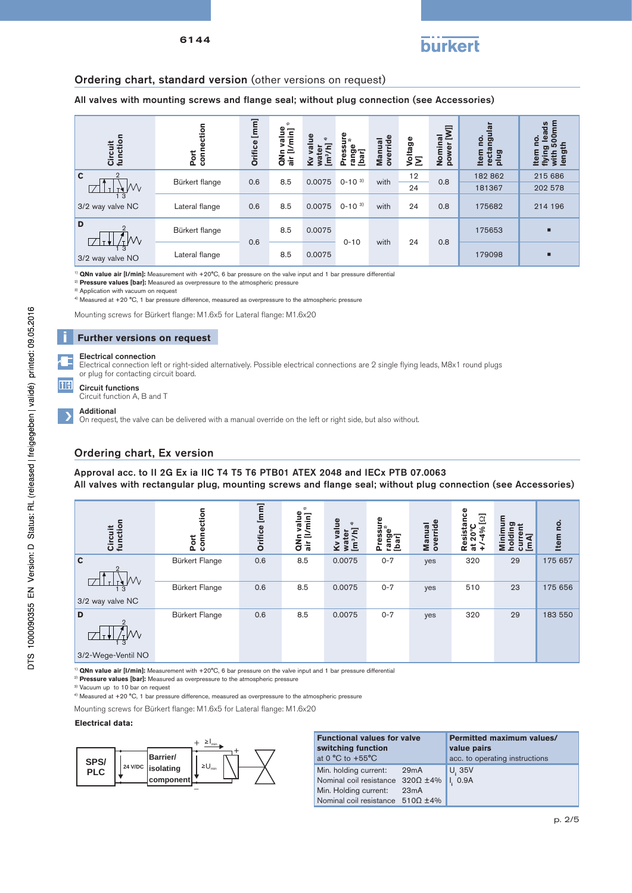## Ordering chart, standard version (other versions on request)

**All valves with mounting screws and flange seal; without plug connection (see Accessories)**

| Circuit function | Port connection | Orifice [mm] | QNn value air [l/min] [1] | Kv value water [m³/h] [4] | Pressure range [2] [bar] | Manual override | Voltage [V] | Nominal power [W] | Item no. rectangular plug | Item no. flying leads with 500mm length |
|---|---|---|---|---|---|---|---|---|---|---|
| C 3/2 way valve NC | Bürkert flange | 0.6 | 8.5 | 0.0075 | 0-10 [3] | with | 12 | 0.8 | 182 862 | 215 686 |
| | | | | | | | 24 | | 181367 | 202 578 |
| | Lateral flange | 0.6 | 8.5 | 0.0075 | 0-10 [3] | with | 24 | 0.8 | 175682 | 214 196 |
| D 3/2 way valve NO | Bürkert flange | 0.6 | 8.5 | 0.0075 | 0-10 | with | 24 | 0.8 | 175653 | ▪ |
| | Lateral flange | | 8.5 | 0.0075 | | | | | 179098 | ▪ |

[1] **QNn value air [l/min]:** Measurement with +20°C, 6 bar pressure on the valve input and 1 bar pressure differential
[2] **Pressure values [bar]:** Measured as overpressure to the atmospheric pressure
[3] Application with vacuum on request
[4] Measured at +20 °C, 1 bar pressure difference, measured as overpressure to the atmospheric pressure

Mounting screws for Bürkert flange: M1.6x5 for Lateral flange: M1.6x20

### Further versions on request

**Electrical connection**
Electrical connection left or right-sided alternatively. Possible electrical connections are 2 single flying leads, M8x1 round plugs or plug for contacting circuit board.

**Circuit functions**
Circuit function A, B and T

**Additional**
On request, the valve can be delivered with a manual override on the left or right side, but also without.

## Ordering chart, Ex version

**Approval acc. to II 2G Ex ia IIC T4 T5 T6 PTB01 ATEX 2048 and IECx PTB 07.0063**
**All valves with rectangular plug, mounting screws and flange seal; without plug connection (see Accessories)**

| Circuit function | Port connection | Orifice [mm] | QNn value air [l/min] [1] | Kv value water [m³/h] [4] | Pressure range [2] [bar] | Manual override | Resistance at 20°C +/-4% [Ω] | Minimum holding current [mA] | Item no. |
|---|---|---|---|---|---|---|---|---|---|
| C 3/2 way valve NC | Bürkert Flange | 0.6 | 8.5 | 0.0075 | 0-7 | yes | 320 | 29 | 175 657 |
| | Bürkert Flange | 0.6 | 8.5 | 0.0075 | 0-7 | yes | 510 | 23 | 175 656 |
| D 3/2-Wege-Ventil NO | Bürkert Flange | 0.6 | 8.5 | 0.0075 | 0-7 | yes | 320 | 29 | 183 550 |

[1] **QNn value air [l/min]:** Measurement with +20°C, 6 bar pressure on the valve input and 1 bar pressure differential
[2] **Pressure values [bar]:** Measured as overpressure to the atmospheric pressure
[3] Vacuum up to 10 bar on request
[4] Measured at +20 °C, 1 bar pressure difference, measured as overpressure to the atmospheric pressure

Mounting screws for Bürkert flange: M1.6x5 for Lateral flange: M1.6x20

**Electrical data:**

SPS/PLC — 24 V/DC — Barrier/isolating component — $\geq I_{min}$, $\geq U_{min}$

| Functional values for valve switching function at 0 °C to +55°C | Permitted maximum values/ value pairs acc. to operating instructions |
|---|---|
| Min. holding current: 29mA<br>Nominal coil resistance 320Ω ±4%<br>Min. Holding current: 23mA<br>Nominal coil resistance 510Ω ±4% | $U_i$ 35V<br>$I_i$ 0.9A |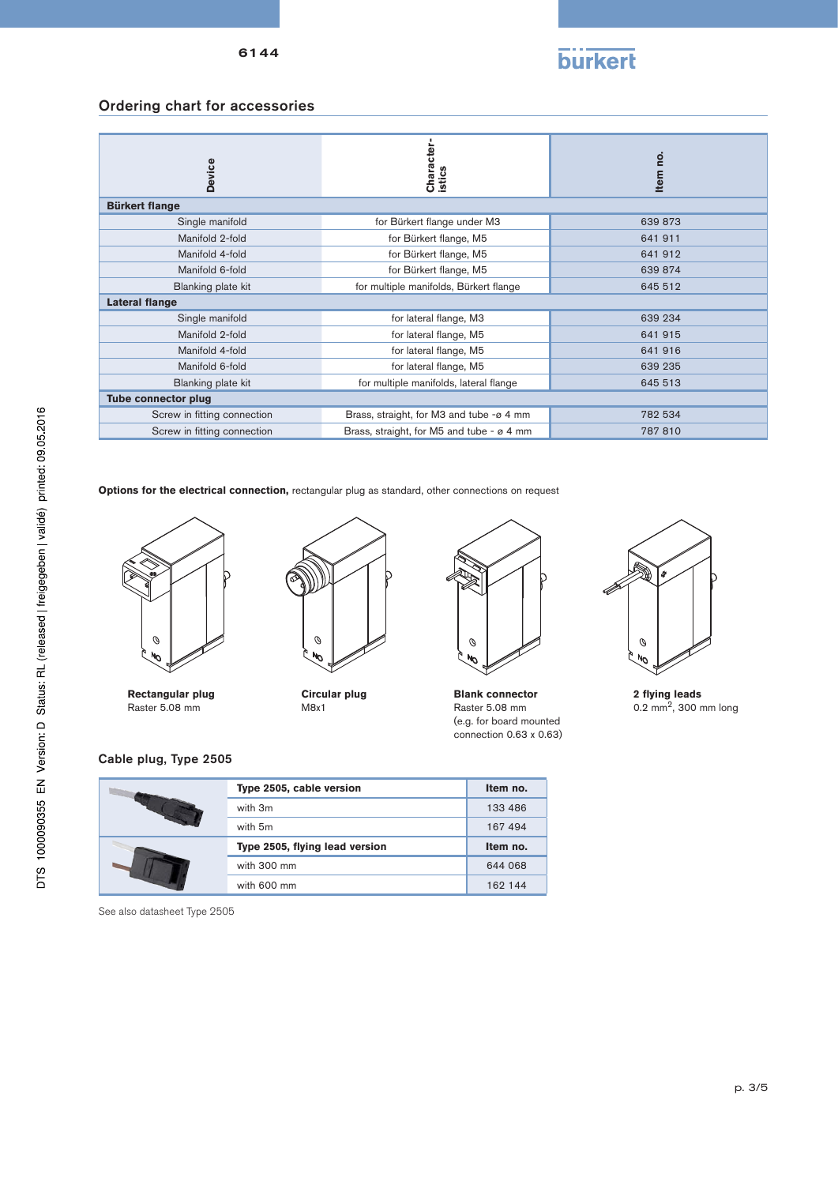## Ordering chart for accessories

| Device | Characteristics | Item no. |
|---|---|---|
| **Bürkert flange** | | |
| Single manifold | for Bürkert flange under M3 | 639 873 |
| Manifold 2-fold | for Bürkert flange, M5 | 641 911 |
| Manifold 4-fold | for Bürkert flange, M5 | 641 912 |
| Manifold 6-fold | for Bürkert flange, M5 | 639 874 |
| Blanking plate kit | for multiple manifolds, Bürkert flange | 645 512 |
| **Lateral flange** | | |
| Single manifold | for lateral flange, M3 | 639 234 |
| Manifold 2-fold | for lateral flange, M5 | 641 915 |
| Manifold 4-fold | for lateral flange, M5 | 641 916 |
| Manifold 6-fold | for lateral flange, M5 | 639 235 |
| Blanking plate kit | for multiple manifolds, lateral flange | 645 513 |
| **Tube connector plug** | | |
| Screw in fitting connection | Brass, straight, for M3 and tube -ø 4 mm | 782 534 |
| Screw in fitting connection | Brass, straight, for M5 and tube - ø 4 mm | 787 810 |

**Options for the electrical connection,** rectangular plug as standard, other connections on request

**Rectangular plug**
Raster 5.08 mm

**Circular plug**
M8x1

**Blank connector**
Raster 5.08 mm
(e.g. for board mounted connection 0.63 x 0.63)

**2 flying leads**
0.2 mm$^2$, 300 mm long

### Cable plug, Type 2505

| | | |
|---|---|---|
| | **Type 2505, cable version** | **Item no.** |
| | with 3m | 133 486 |
| | with 5m | 167 494 |
| | **Type 2505, flying lead version** | **Item no.** |
| | with 300 mm | 644 068 |
| | with 600 mm | 162 144 |

See also datasheet Type 2505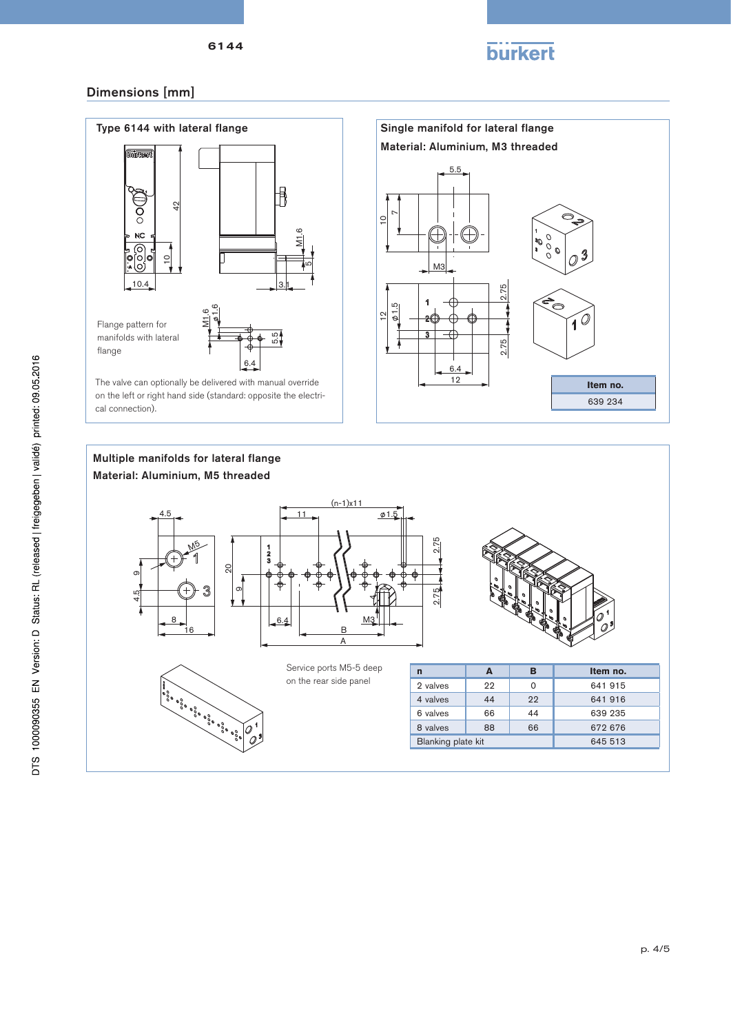## Dimensions [mm]

### Type 6144 with lateral flange

Flange pattern for manifolds with lateral flange

The valve can optionally be delivered with manual override on the left or right hand side (standard: opposite the electrical connection).

### Single manifold for lateral flange

**Material: Aluminium, M3 threaded**

| Item no. |
|---|
| 639 234 |

### Multiple manifolds for lateral flange

**Material: Aluminium, M5 threaded**

Service ports M5-5 deep on the rear side panel

| n | A | B | Item no. |
|---|---|---|---|
| 2 valves | 22 | 0 | 641 915 |
| 4 valves | 44 | 22 | 641 916 |
| 6 valves | 66 | 44 | 639 235 |
| 8 valves | 88 | 66 | 672 676 |
| Blanking plate kit | | | 645 513 |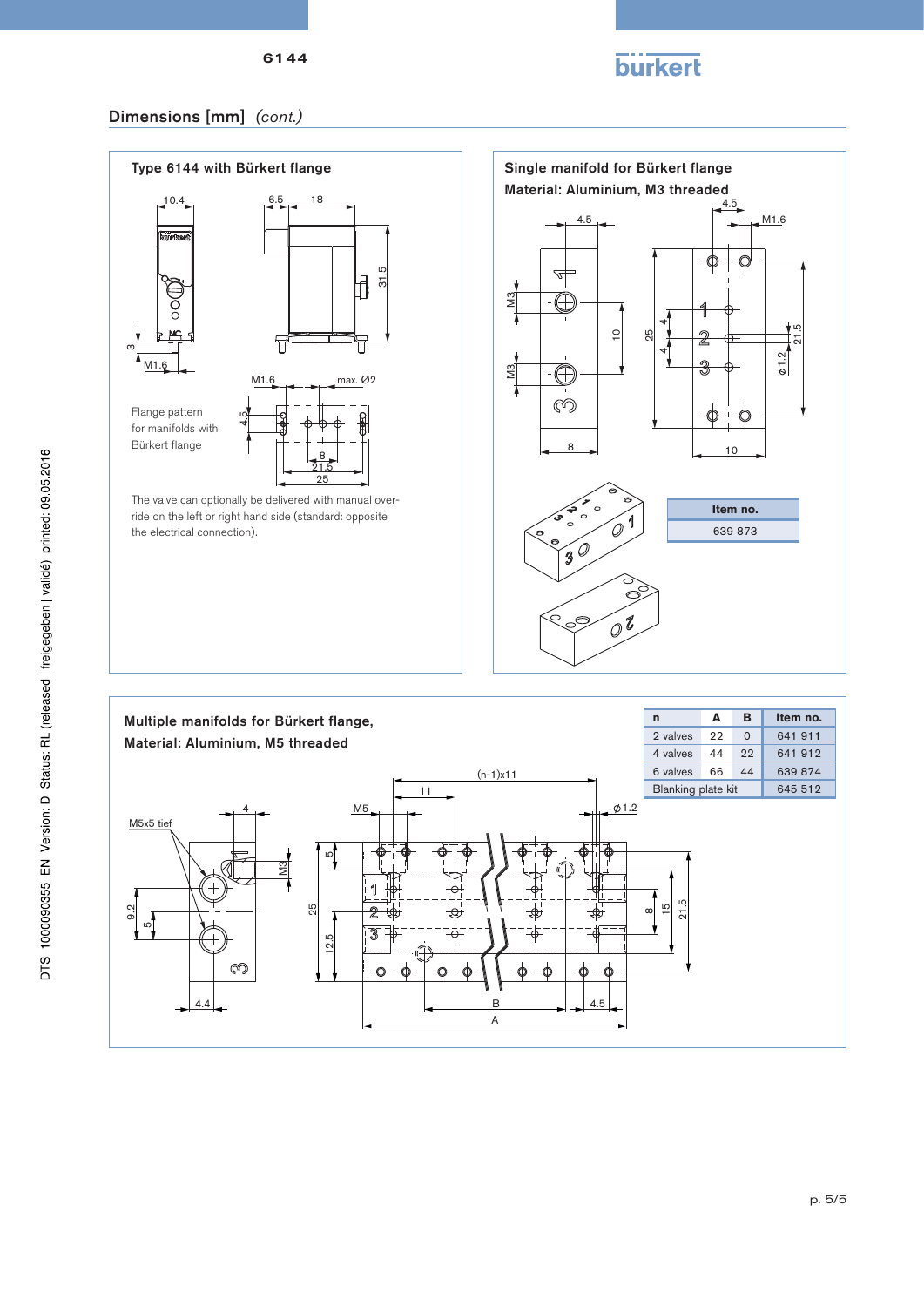## Dimensions [mm] *(cont.)*

### Type 6144 with Bürkert flange

Flange pattern for manifolds with Bürkert flange

The valve can optionally be delivered with manual override on the left or right hand side (standard: opposite the electrical connection).

### Single manifold for Bürkert flange

Material: Aluminium, M3 threaded

| Item no. |
|---|
| 639 873 |

### Multiple manifolds for Bürkert flange,

Material: Aluminium, M5 threaded

| n | A | B | Item no. |
|---|---|---|---|
| 2 valves | 22 | 0 | 641 911 |
| 4 valves | 44 | 22 | 641 912 |
| 6 valves | 66 | 44 | 639 874 |
| Blanking plate kit | | | 645 512 |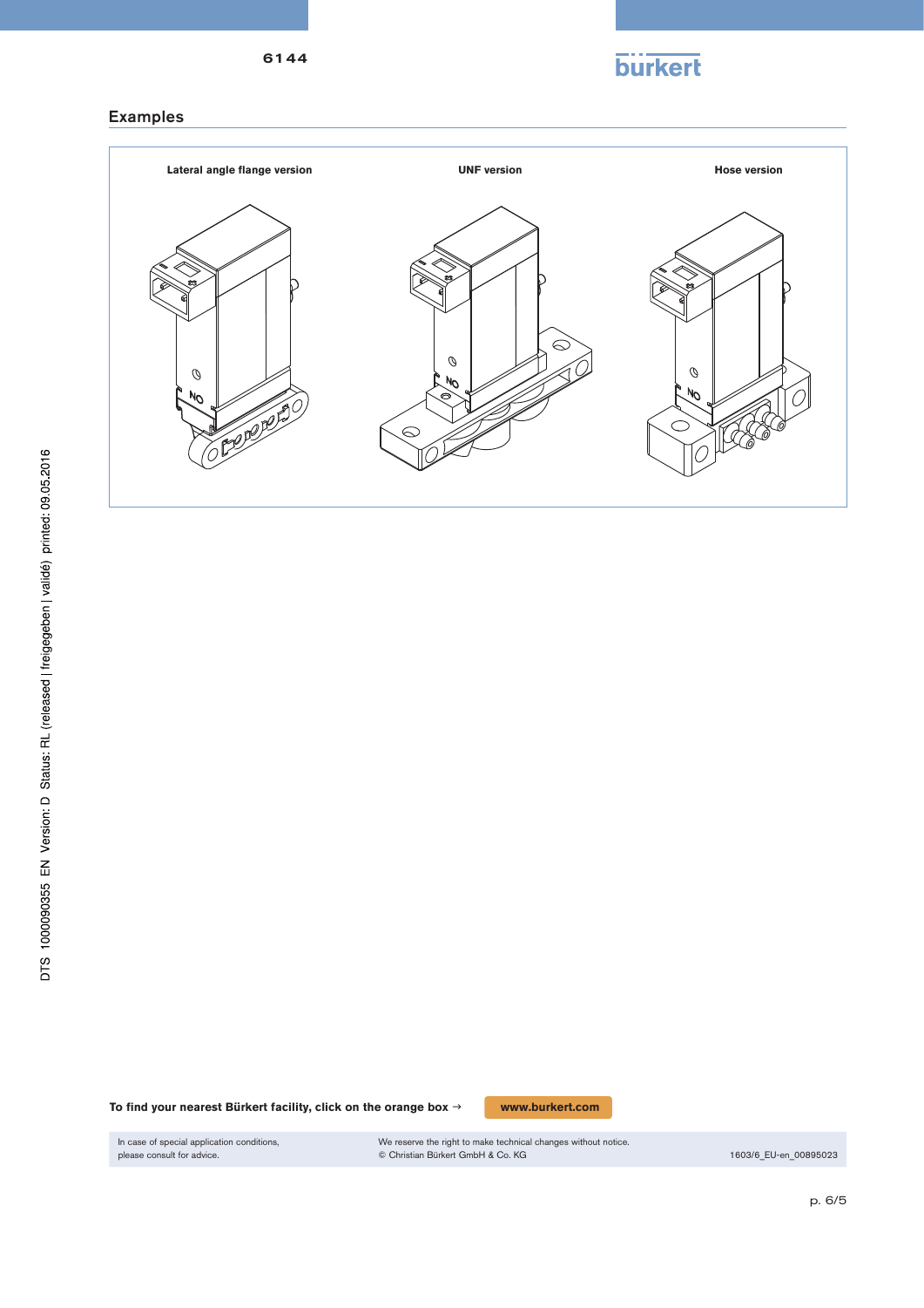## Examples

Lateral angle flange version

UNF version

Hose version

To find your nearest Bürkert facility, click on the orange box → **www.burkert.com**

In case of special application conditions, please consult for advice.

We reserve the right to make technical changes without notice.
© Christian Bürkert GmbH & Co. KG

1603/6_EU-en_00895023